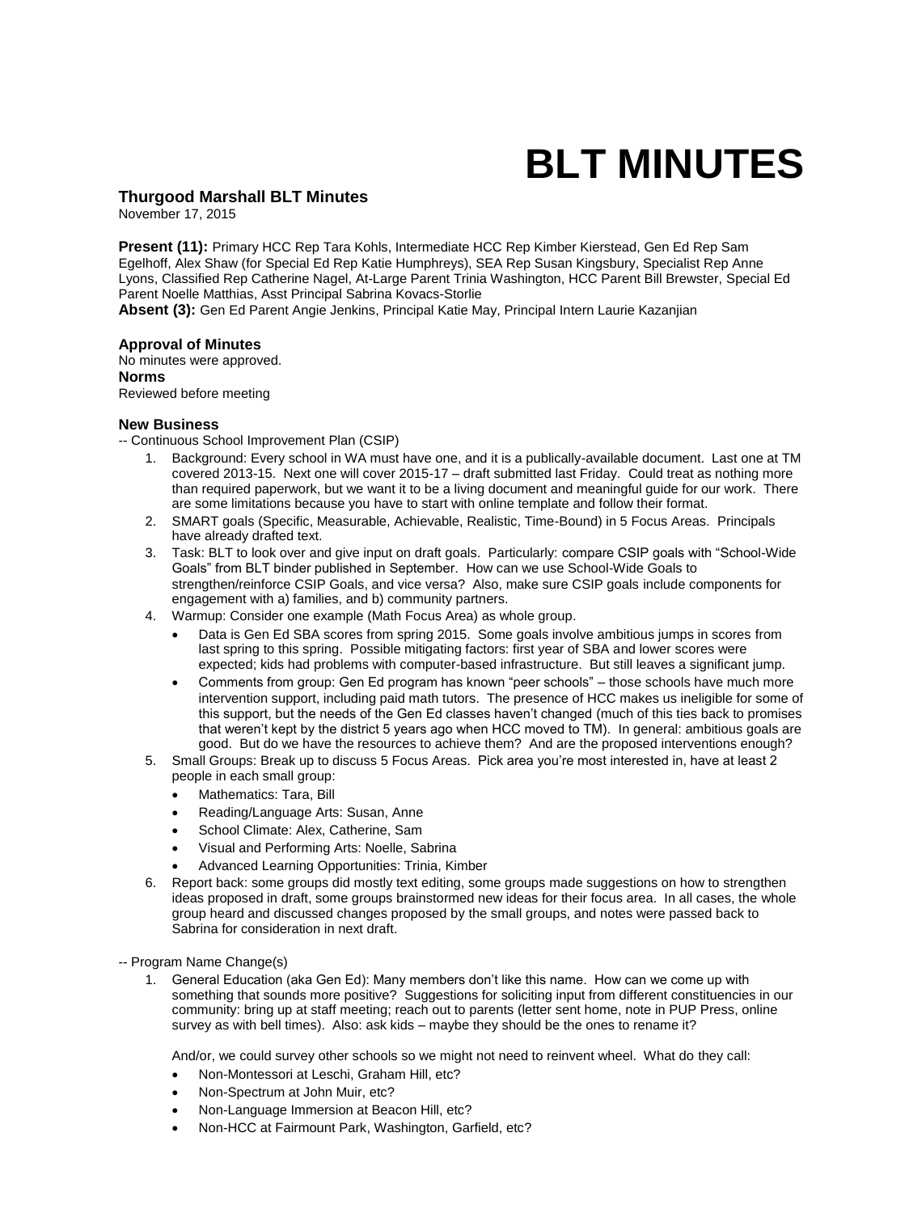# BLT MINUTES

## Thurgood Marshall BLT Minutes

November 17, 2015

**Present (11):** Primary HCC Rep Tara Kohls, Intermediate HCC Rep Kimber Kierstead, Gen Ed Rep Sam Egelhoff, Alex Shaw (for Special Ed Rep Katie Humphreys), SEA Rep Susan Kingsbury, Specialist Rep Anne Lyons, Classified Rep Catherine Nagel, At-Large Parent Trinia Washington, HCC Parent Bill Brewster, Special Ed Parent Noelle Matthias, Asst Principal Sabrina Kovacs-Storlie

**Absent (3):** Gen Ed Parent Angie Jenkins, Principal Katie May, Principal Intern Laurie Kazanjian

### Approval of Minutes

No minutes were approved.

### Norms

Reviewed before meeting

### New Business

-- Continuous School Improvement Plan (CSIP)

1. Background: Every school in WA must have one, and it is a publically-available document. Last one at TM covered 2013-15. Next one will cover 2015-17 – draft submitted last Friday. Could treat as nothing more than required paperwork, but we want it to be a living document and meaningful guide for our work. There are some limitations because you have to start with online template and follow their format.
2. SMART goals (Specific, Measurable, Achievable, Realistic, Time-Bound) in 5 Focus Areas. Principals have already drafted text.
3. Task: BLT to look over and give input on draft goals. Particularly: compare CSIP goals with "School-Wide Goals" from BLT binder published in September. How can we use School-Wide Goals to strengthen/reinforce CSIP Goals, and vice versa? Also, make sure CSIP goals include components for engagement with a) families, and b) community partners.
4. Warmup: Consider one example (Math Focus Area) as whole group.
   - Data is Gen Ed SBA scores from spring 2015. Some goals involve ambitious jumps in scores from last spring to this spring. Possible mitigating factors: first year of SBA and lower scores were expected; kids had problems with computer-based infrastructure. But still leaves a significant jump.
   - Comments from group: Gen Ed program has known "peer schools" – those schools have much more intervention support, including paid math tutors. The presence of HCC makes us ineligible for some of this support, but the needs of the Gen Ed classes haven't changed (much of this ties back to promises that weren't kept by the district 5 years ago when HCC moved to TM). In general: ambitious goals are good. But do we have the resources to achieve them? And are the proposed interventions enough?
5. Small Groups: Break up to discuss 5 Focus Areas. Pick area you're most interested in, have at least 2 people in each small group:
   - Mathematics: Tara, Bill
   - Reading/Language Arts: Susan, Anne
   - School Climate: Alex, Catherine, Sam
   - Visual and Performing Arts: Noelle, Sabrina
   - Advanced Learning Opportunities: Trinia, Kimber
6. Report back: some groups did mostly text editing, some groups made suggestions on how to strengthen ideas proposed in draft, some groups brainstormed new ideas for their focus area. In all cases, the whole group heard and discussed changes proposed by the small groups, and notes were passed back to Sabrina for consideration in next draft.

-- Program Name Change(s)

1. General Education (aka Gen Ed): Many members don't like this name. How can we come up with something that sounds more positive? Suggestions for soliciting input from different constituencies in our community: bring up at staff meeting; reach out to parents (letter sent home, note in PUP Press, online survey as with bell times). Also: ask kids – maybe they should be the ones to rename it?

   And/or, we could survey other schools so we might not need to reinvent wheel. What do they call:
   - Non-Montessori at Leschi, Graham Hill, etc?
   - Non-Spectrum at John Muir, etc?
   - Non-Language Immersion at Beacon Hill, etc?
   - Non-HCC at Fairmount Park, Washington, Garfield, etc?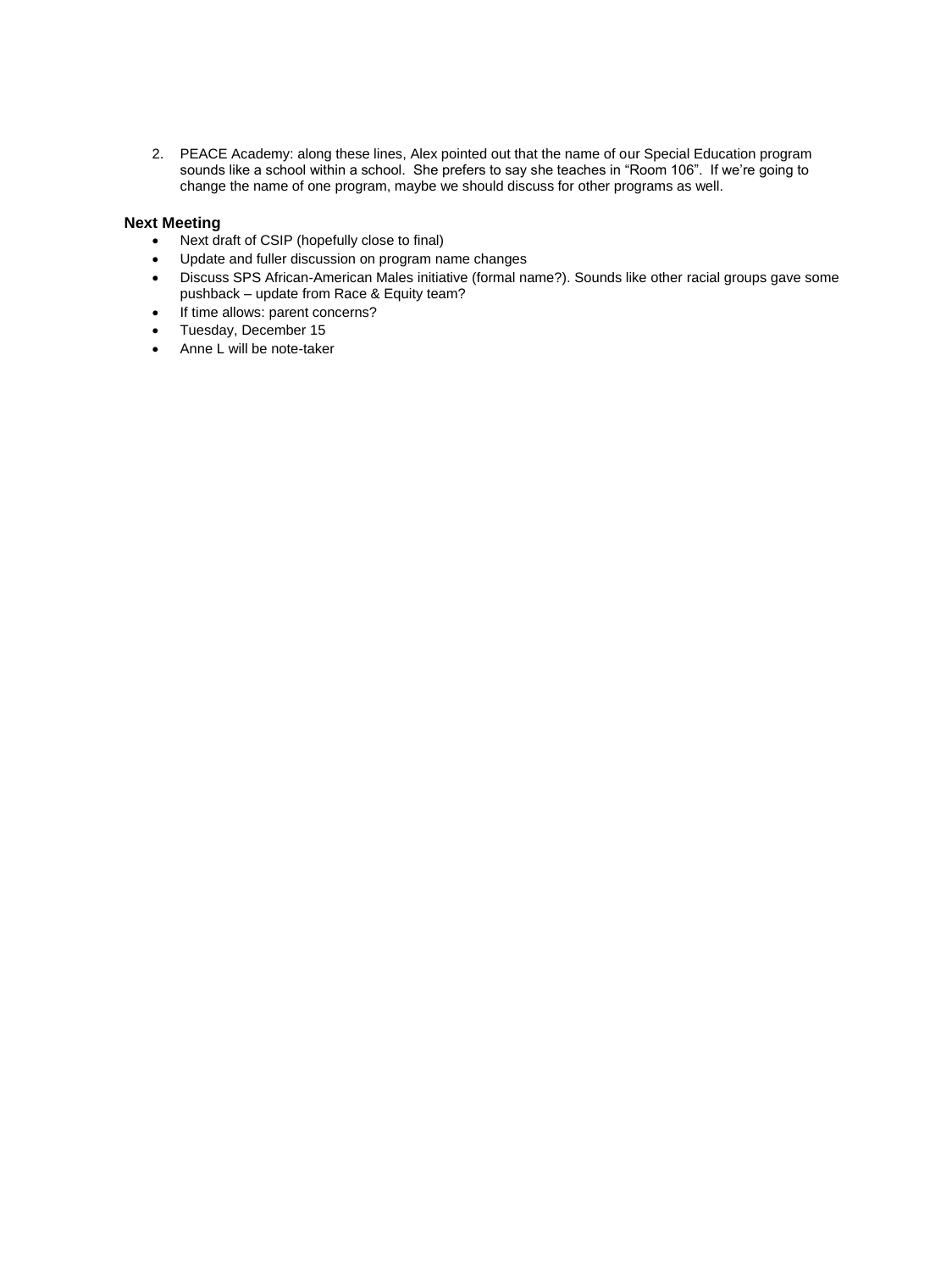2. PEACE Academy: along these lines, Alex pointed out that the name of our Special Education program sounds like a school within a school. She prefers to say she teaches in "Room 106". If we're going to change the name of one program, maybe we should discuss for other programs as well.

### Next Meeting

- Next draft of CSIP (hopefully close to final)
- Update and fuller discussion on program name changes
- Discuss SPS African-American Males initiative (formal name?). Sounds like other racial groups gave some pushback – update from Race & Equity team?
- If time allows: parent concerns?
- Tuesday, December 15
- Anne L will be note-taker